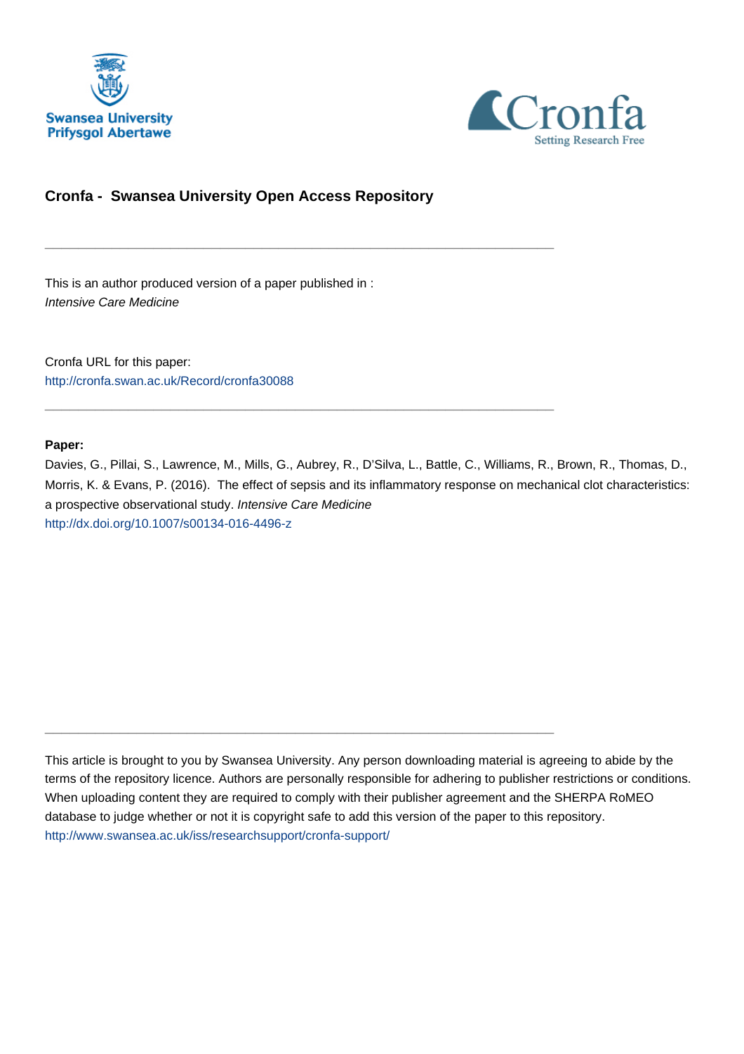Swansea University
Prifysgol Abertawe

Cronfa
Setting Research Free

## Cronfa - Swansea University Open Access Repository

---

This is an author produced version of a paper published in :
*Intensive Care Medicine*

Cronfa URL for this paper:
http://cronfa.swan.ac.uk/Record/cronfa30088

---

**Paper:**

Davies, G., Pillai, S., Lawrence, M., Mills, G., Aubrey, R., D'Silva, L., Battle, C., Williams, R., Brown, R., Thomas, D., Morris, K. & Evans, P. (2016). The effect of sepsis and its inflammatory response on mechanical clot characteristics: a prospective observational study. *Intensive Care Medicine*
http://dx.doi.org/10.1007/s00134-016-4496-z

---

This article is brought to you by Swansea University. Any person downloading material is agreeing to abide by the terms of the repository licence. Authors are personally responsible for adhering to publisher restrictions or conditions. When uploading content they are required to comply with their publisher agreement and the SHERPA RoMEO database to judge whether or not it is copyright safe to add this version of the paper to this repository.
http://www.swansea.ac.uk/iss/researchsupport/cronfa-support/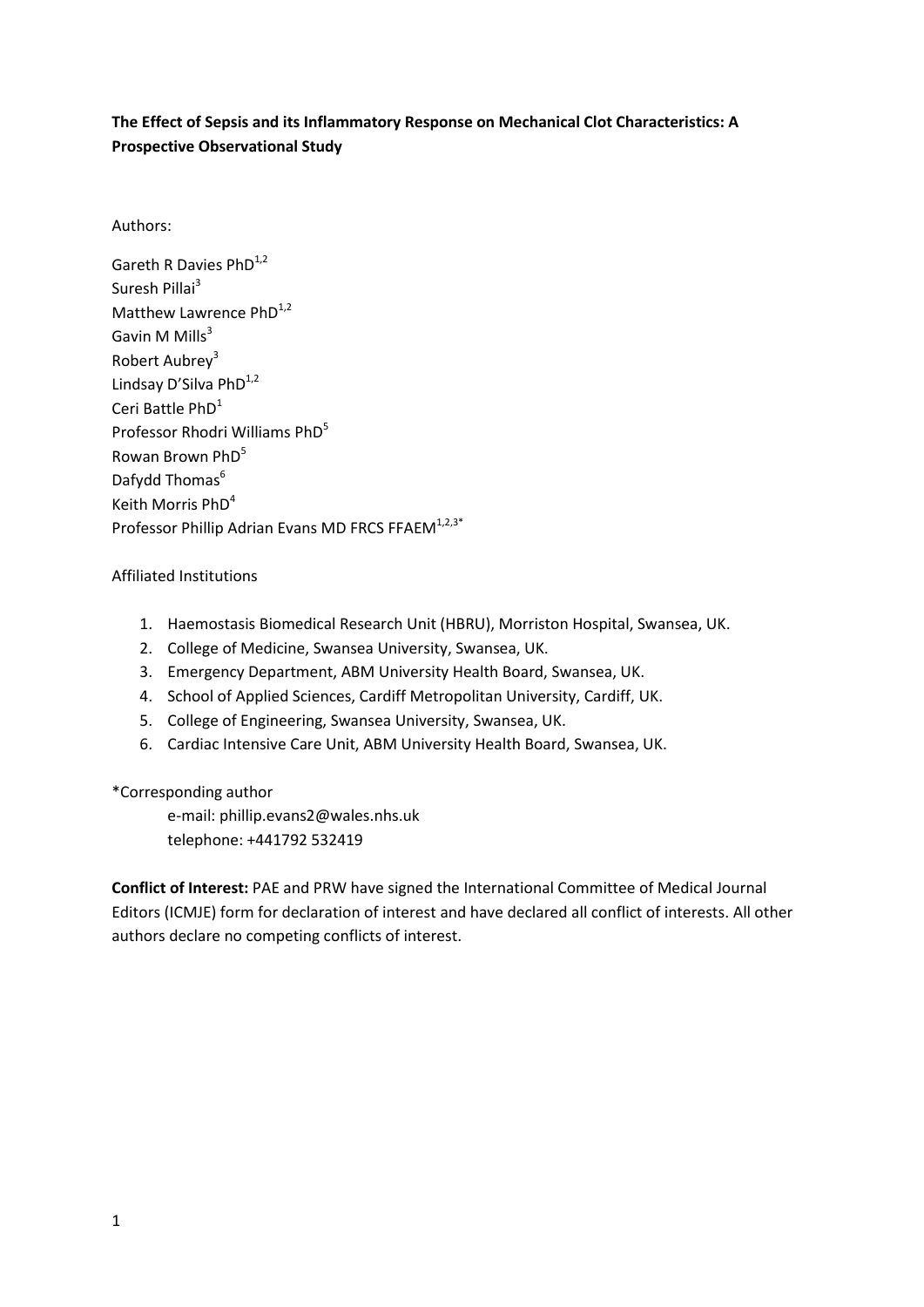**The Effect of Sepsis and its Inflammatory Response on Mechanical Clot Characteristics: A Prospective Observational Study**

Authors:

Gareth R Davies PhD[1,2]
Suresh Pillai[3]
Matthew Lawrence PhD[1,2]
Gavin M Mills[3]
Robert Aubrey[3]
Lindsay D'Silva PhD[1,2]
Ceri Battle PhD[1]
Professor Rhodri Williams PhD[5]
Rowan Brown PhD[5]
Dafydd Thomas[6]
Keith Morris PhD[4]
Professor Phillip Adrian Evans MD FRCS FFAEM[1,2,3*]

Affiliated Institutions

1. Haemostasis Biomedical Research Unit (HBRU), Morriston Hospital, Swansea, UK.
2. College of Medicine, Swansea University, Swansea, UK.
3. Emergency Department, ABM University Health Board, Swansea, UK.
4. School of Applied Sciences, Cardiff Metropolitan University, Cardiff, UK.
5. College of Engineering, Swansea University, Swansea, UK.
6. Cardiac Intensive Care Unit, ABM University Health Board, Swansea, UK.

*Corresponding author

e-mail: phillip.evans2@wales.nhs.uk
telephone: +441792 532419

**Conflict of Interest:** PAE and PRW have signed the International Committee of Medical Journal Editors (ICMJE) form for declaration of interest and have declared all conflict of interests. All other authors declare no competing conflicts of interest.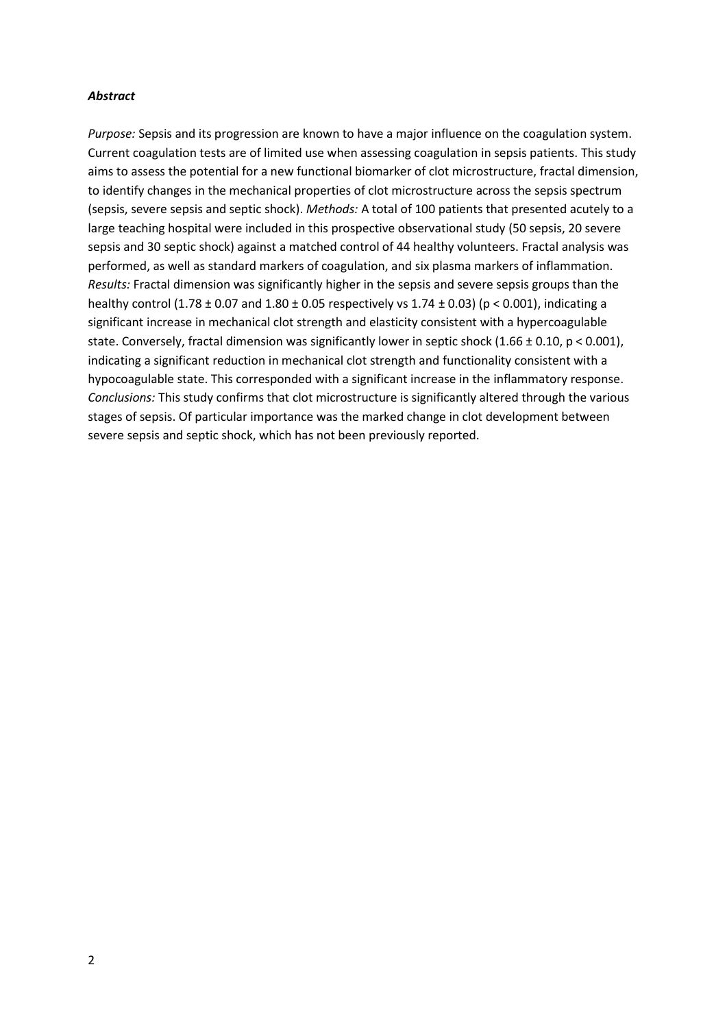***Abstract***

*Purpose:* Sepsis and its progression are known to have a major influence on the coagulation system. Current coagulation tests are of limited use when assessing coagulation in sepsis patients. This study aims to assess the potential for a new functional biomarker of clot microstructure, fractal dimension, to identify changes in the mechanical properties of clot microstructure across the sepsis spectrum (sepsis, severe sepsis and septic shock). *Methods:* A total of 100 patients that presented acutely to a large teaching hospital were included in this prospective observational study (50 sepsis, 20 severe sepsis and 30 septic shock) against a matched control of 44 healthy volunteers. Fractal analysis was performed, as well as standard markers of coagulation, and six plasma markers of inflammation. *Results:* Fractal dimension was significantly higher in the sepsis and severe sepsis groups than the healthy control ($1.78 \pm 0.07$ and $1.80 \pm 0.05$ respectively vs $1.74 \pm 0.03$) ($p < 0.001$), indicating a significant increase in mechanical clot strength and elasticity consistent with a hypercoagulable state. Conversely, fractal dimension was significantly lower in septic shock ($1.66 \pm 0.10$, $p < 0.001$), indicating a significant reduction in mechanical clot strength and functionality consistent with a hypocoagulable state. This corresponded with a significant increase in the inflammatory response. *Conclusions:* This study confirms that clot microstructure is significantly altered through the various stages of sepsis. Of particular importance was the marked change in clot development between severe sepsis and septic shock, which has not been previously reported.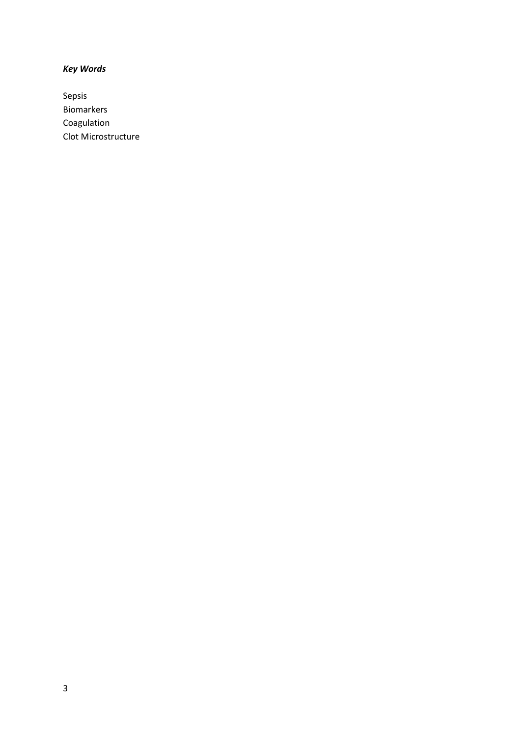***Key Words***

Sepsis
Biomarkers
Coagulation
Clot Microstructure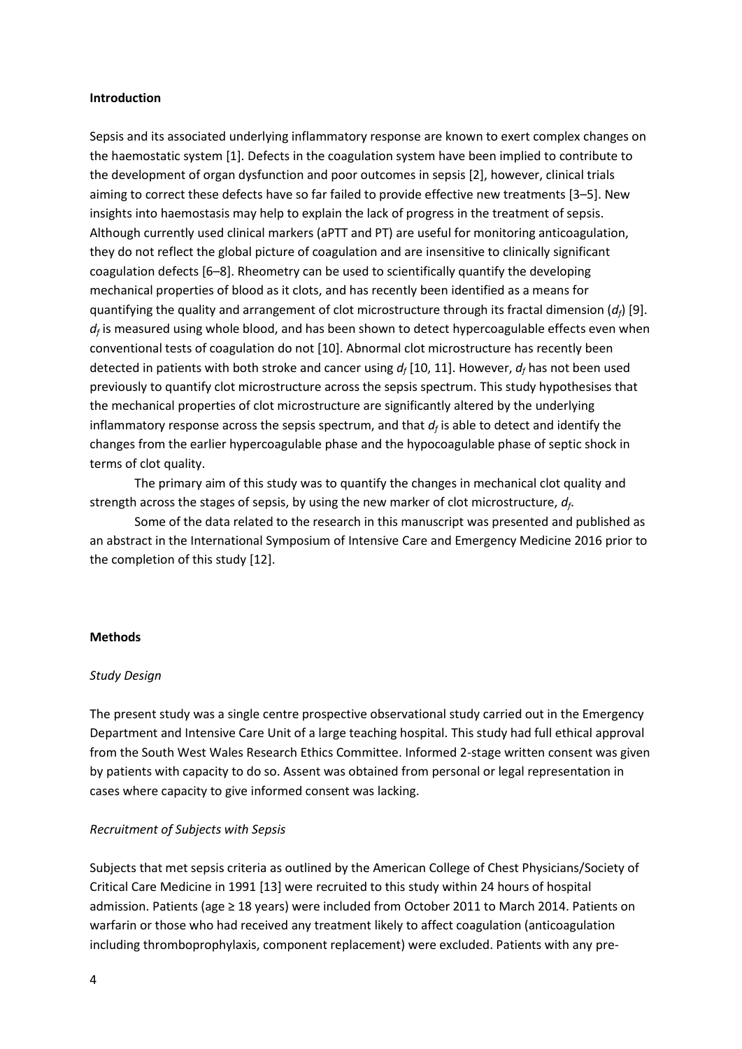## Introduction

Sepsis and its associated underlying inflammatory response are known to exert complex changes on the haemostatic system [1]. Defects in the coagulation system have been implied to contribute to the development of organ dysfunction and poor outcomes in sepsis [2], however, clinical trials aiming to correct these defects have so far failed to provide effective new treatments [3–5]. New insights into haemostasis may help to explain the lack of progress in the treatment of sepsis. Although currently used clinical markers (aPTT and PT) are useful for monitoring anticoagulation, they do not reflect the global picture of coagulation and are insensitive to clinically significant coagulation defects [6–8]. Rheometry can be used to scientifically quantify the developing mechanical properties of blood as it clots, and has recently been identified as a means for quantifying the quality and arrangement of clot microstructure through its fractal dimension ($d_f$) [9]. $d_f$ is measured using whole blood, and has been shown to detect hypercoagulable effects even when conventional tests of coagulation do not [10]. Abnormal clot microstructure has recently been detected in patients with both stroke and cancer using $d_f$ [10, 11]. However, $d_f$ has not been used previously to quantify clot microstructure across the sepsis spectrum. This study hypothesises that the mechanical properties of clot microstructure are significantly altered by the underlying inflammatory response across the sepsis spectrum, and that $d_f$ is able to detect and identify the changes from the earlier hypercoagulable phase and the hypocoagulable phase of septic shock in terms of clot quality.

The primary aim of this study was to quantify the changes in mechanical clot quality and strength across the stages of sepsis, by using the new marker of clot microstructure, $d_f$.

Some of the data related to the research in this manuscript was presented and published as an abstract in the International Symposium of Intensive Care and Emergency Medicine 2016 prior to the completion of this study [12].

## Methods

### *Study Design*

The present study was a single centre prospective observational study carried out in the Emergency Department and Intensive Care Unit of a large teaching hospital. This study had full ethical approval from the South West Wales Research Ethics Committee. Informed 2-stage written consent was given by patients with capacity to do so. Assent was obtained from personal or legal representation in cases where capacity to give informed consent was lacking.

### *Recruitment of Subjects with Sepsis*

Subjects that met sepsis criteria as outlined by the American College of Chest Physicians/Society of Critical Care Medicine in 1991 [13] were recruited to this study within 24 hours of hospital admission. Patients (age ≥ 18 years) were included from October 2011 to March 2014. Patients on warfarin or those who had received any treatment likely to affect coagulation (anticoagulation including thromboprophylaxis, component replacement) were excluded. Patients with any pre-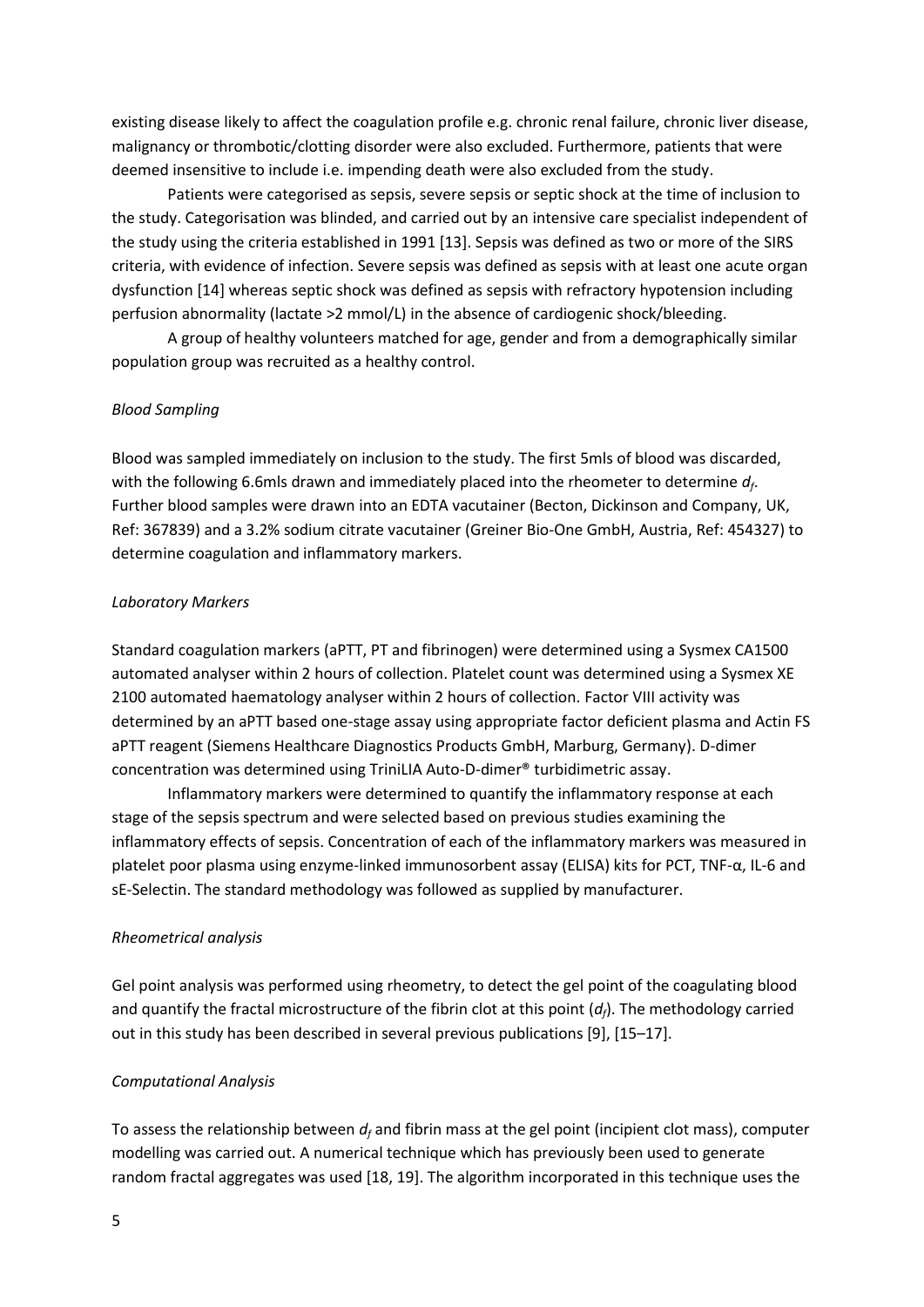existing disease likely to affect the coagulation profile e.g. chronic renal failure, chronic liver disease, malignancy or thrombotic/clotting disorder were also excluded. Furthermore, patients that were deemed insensitive to include i.e. impending death were also excluded from the study.

Patients were categorised as sepsis, severe sepsis or septic shock at the time of inclusion to the study. Categorisation was blinded, and carried out by an intensive care specialist independent of the study using the criteria established in 1991 [13]. Sepsis was defined as two or more of the SIRS criteria, with evidence of infection. Severe sepsis was defined as sepsis with at least one acute organ dysfunction [14] whereas septic shock was defined as sepsis with refractory hypotension including perfusion abnormality (lactate >2 mmol/L) in the absence of cardiogenic shock/bleeding.

A group of healthy volunteers matched for age, gender and from a demographically similar population group was recruited as a healthy control.

*Blood Sampling*

Blood was sampled immediately on inclusion to the study. The first 5mls of blood was discarded, with the following 6.6mls drawn and immediately placed into the rheometer to determine $d_f$. Further blood samples were drawn into an EDTA vacutainer (Becton, Dickinson and Company, UK, Ref: 367839) and a 3.2% sodium citrate vacutainer (Greiner Bio-One GmbH, Austria, Ref: 454327) to determine coagulation and inflammatory markers.

*Laboratory Markers*

Standard coagulation markers (aPTT, PT and fibrinogen) were determined using a Sysmex CA1500 automated analyser within 2 hours of collection. Platelet count was determined using a Sysmex XE 2100 automated haematology analyser within 2 hours of collection. Factor VIII activity was determined by an aPTT based one-stage assay using appropriate factor deficient plasma and Actin FS aPTT reagent (Siemens Healthcare Diagnostics Products GmbH, Marburg, Germany). D-dimer concentration was determined using TriniLIA Auto-D-dimer® turbidimetric assay.

Inflammatory markers were determined to quantify the inflammatory response at each stage of the sepsis spectrum and were selected based on previous studies examining the inflammatory effects of sepsis. Concentration of each of the inflammatory markers was measured in platelet poor plasma using enzyme-linked immunosorbent assay (ELISA) kits for PCT, TNF-α, IL-6 and sE-Selectin. The standard methodology was followed as supplied by manufacturer.

*Rheometrical analysis*

Gel point analysis was performed using rheometry, to detect the gel point of the coagulating blood and quantify the fractal microstructure of the fibrin clot at this point ($d_f$). The methodology carried out in this study has been described in several previous publications [9], [15–17].

*Computational Analysis*

To assess the relationship between $d_f$ and fibrin mass at the gel point (incipient clot mass), computer modelling was carried out. A numerical technique which has previously been used to generate random fractal aggregates was used [18, 19]. The algorithm incorporated in this technique uses the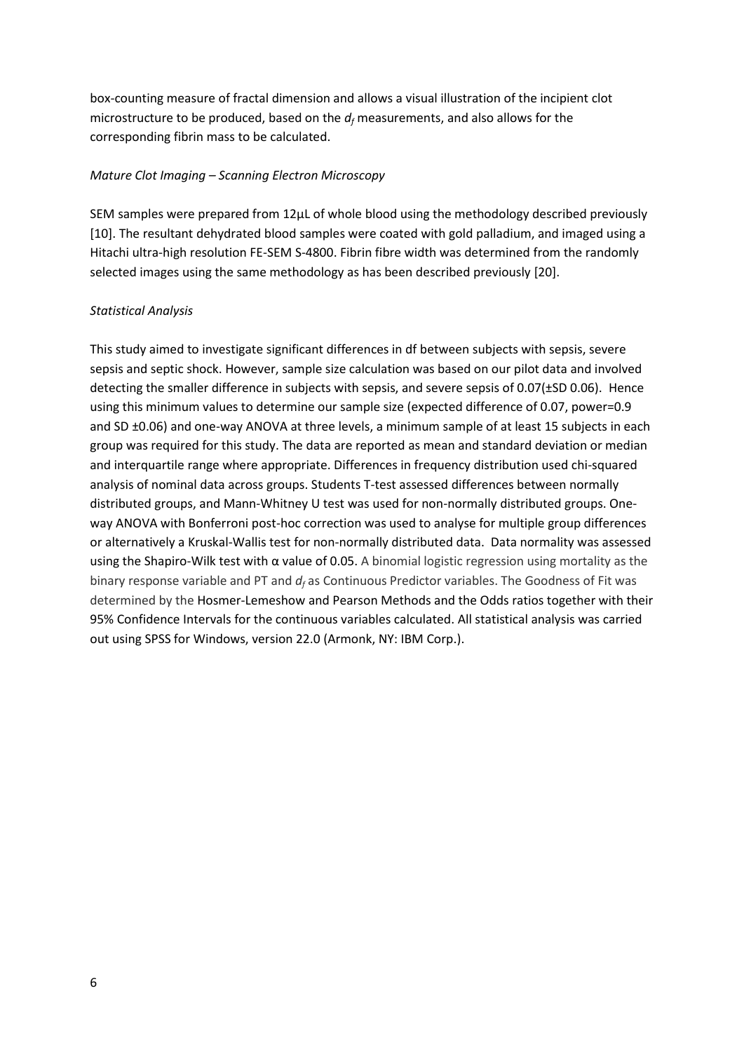box-counting measure of fractal dimension and allows a visual illustration of the incipient clot microstructure to be produced, based on the $d_f$ measurements, and also allows for the corresponding fibrin mass to be calculated.

*Mature Clot Imaging – Scanning Electron Microscopy*

SEM samples were prepared from 12µL of whole blood using the methodology described previously [10]. The resultant dehydrated blood samples were coated with gold palladium, and imaged using a Hitachi ultra-high resolution FE-SEM S-4800. Fibrin fibre width was determined from the randomly selected images using the same methodology as has been described previously [20].

*Statistical Analysis*

This study aimed to investigate significant differences in df between subjects with sepsis, severe sepsis and septic shock. However, sample size calculation was based on our pilot data and involved detecting the smaller difference in subjects with sepsis, and severe sepsis of 0.07(±SD 0.06). Hence using this minimum values to determine our sample size (expected difference of 0.07, power=0.9 and SD ±0.06) and one-way ANOVA at three levels, a minimum sample of at least 15 subjects in each group was required for this study. The data are reported as mean and standard deviation or median and interquartile range where appropriate. Differences in frequency distribution used chi-squared analysis of nominal data across groups. Students T-test assessed differences between normally distributed groups, and Mann-Whitney U test was used for non-normally distributed groups. One-way ANOVA with Bonferroni post-hoc correction was used to analyse for multiple group differences or alternatively a Kruskal-Wallis test for non-normally distributed data. Data normality was assessed using the Shapiro-Wilk test with α value of 0.05. A binomial logistic regression using mortality as the binary response variable and PT and $d_f$ as Continuous Predictor variables. The Goodness of Fit was determined by the Hosmer-Lemeshow and Pearson Methods and the Odds ratios together with their 95% Confidence Intervals for the continuous variables calculated. All statistical analysis was carried out using SPSS for Windows, version 22.0 (Armonk, NY: IBM Corp.).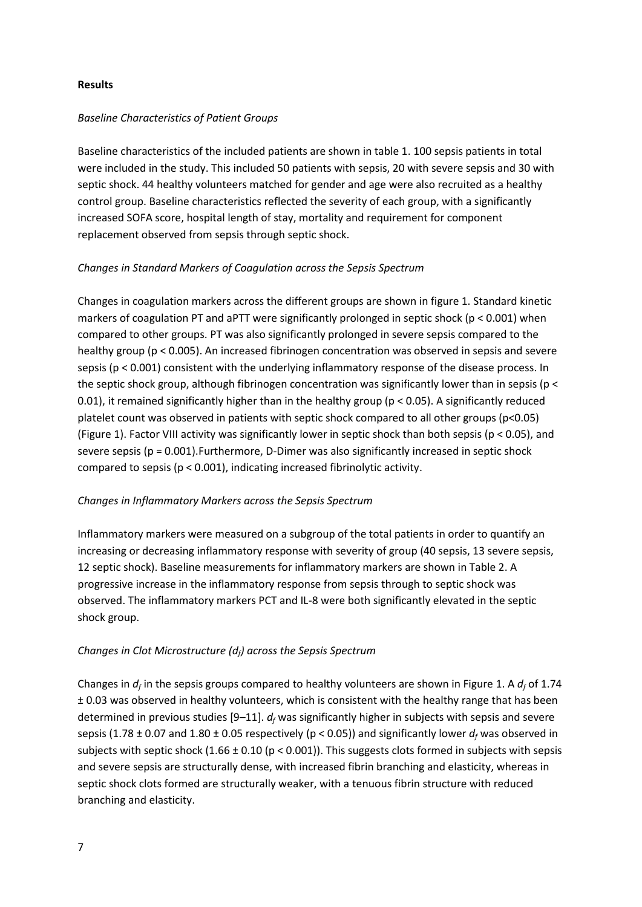**Results**

*Baseline Characteristics of Patient Groups*

Baseline characteristics of the included patients are shown in table 1. 100 sepsis patients in total were included in the study. This included 50 patients with sepsis, 20 with severe sepsis and 30 with septic shock. 44 healthy volunteers matched for gender and age were also recruited as a healthy control group. Baseline characteristics reflected the severity of each group, with a significantly increased SOFA score, hospital length of stay, mortality and requirement for component replacement observed from sepsis through septic shock.

*Changes in Standard Markers of Coagulation across the Sepsis Spectrum*

Changes in coagulation markers across the different groups are shown in figure 1. Standard kinetic markers of coagulation PT and aPTT were significantly prolonged in septic shock ($p < 0.001$) when compared to other groups. PT was also significantly prolonged in severe sepsis compared to the healthy group ($p < 0.005$). An increased fibrinogen concentration was observed in sepsis and severe sepsis ($p < 0.001$) consistent with the underlying inflammatory response of the disease process. In the septic shock group, although fibrinogen concentration was significantly lower than in sepsis ($p < 0.01$), it remained significantly higher than in the healthy group ($p < 0.05$). A significantly reduced platelet count was observed in patients with septic shock compared to all other groups ($p<0.05$) (Figure 1). Factor VIII activity was significantly lower in septic shock than both sepsis ($p < 0.05$), and severe sepsis ($p = 0.001$).Furthermore, D-Dimer was also significantly increased in septic shock compared to sepsis ($p < 0.001$), indicating increased fibrinolytic activity.

*Changes in Inflammatory Markers across the Sepsis Spectrum*

Inflammatory markers were measured on a subgroup of the total patients in order to quantify an increasing or decreasing inflammatory response with severity of group (40 sepsis, 13 severe sepsis, 12 septic shock). Baseline measurements for inflammatory markers are shown in Table 2. A progressive increase in the inflammatory response from sepsis through to septic shock was observed. The inflammatory markers PCT and IL-8 were both significantly elevated in the septic shock group.

*Changes in Clot Microstructure ($d_f$) across the Sepsis Spectrum*

Changes in $d_f$ in the sepsis groups compared to healthy volunteers are shown in Figure 1. A $d_f$ of 1.74 ± 0.03 was observed in healthy volunteers, which is consistent with the healthy range that has been determined in previous studies [9–11]. $d_f$ was significantly higher in subjects with sepsis and severe sepsis (1.78 ± 0.07 and 1.80 ± 0.05 respectively ($p < 0.05$)) and significantly lower $d_f$ was observed in subjects with septic shock (1.66 ± 0.10 ($p < 0.001$)). This suggests clots formed in subjects with sepsis and severe sepsis are structurally dense, with increased fibrin branching and elasticity, whereas in septic shock clots formed are structurally weaker, with a tenuous fibrin structure with reduced branching and elasticity.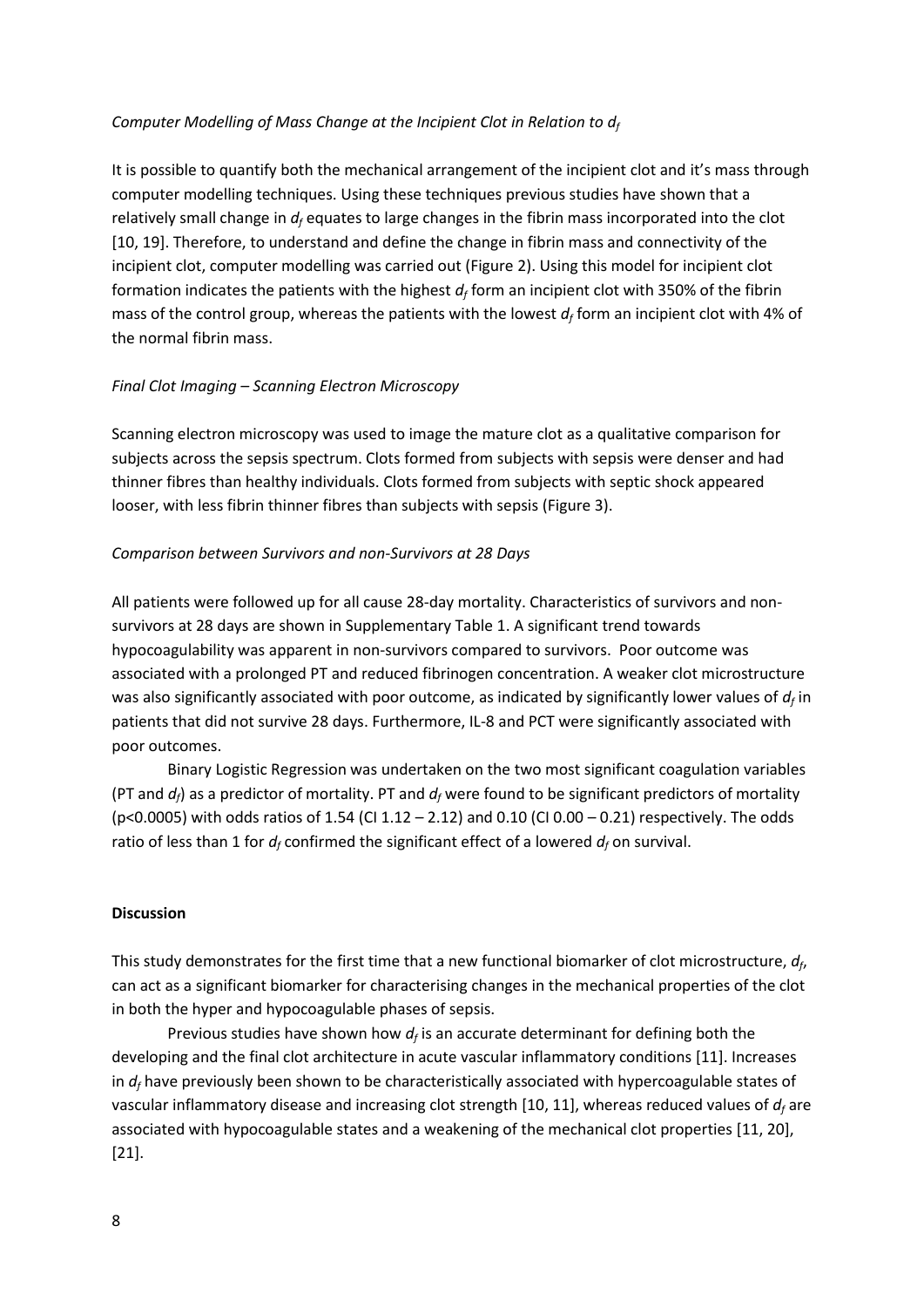*Computer Modelling of Mass Change at the Incipient Clot in Relation to $d_f$*

It is possible to quantify both the mechanical arrangement of the incipient clot and it's mass through computer modelling techniques. Using these techniques previous studies have shown that a relatively small change in $d_f$ equates to large changes in the fibrin mass incorporated into the clot [10, 19]. Therefore, to understand and define the change in fibrin mass and connectivity of the incipient clot, computer modelling was carried out (Figure 2). Using this model for incipient clot formation indicates the patients with the highest $d_f$ form an incipient clot with 350% of the fibrin mass of the control group, whereas the patients with the lowest $d_f$ form an incipient clot with 4% of the normal fibrin mass.

*Final Clot Imaging – Scanning Electron Microscopy*

Scanning electron microscopy was used to image the mature clot as a qualitative comparison for subjects across the sepsis spectrum. Clots formed from subjects with sepsis were denser and had thinner fibres than healthy individuals. Clots formed from subjects with septic shock appeared looser, with less fibrin thinner fibres than subjects with sepsis (Figure 3).

*Comparison between Survivors and non-Survivors at 28 Days*

All patients were followed up for all cause 28-day mortality. Characteristics of survivors and non-survivors at 28 days are shown in Supplementary Table 1. A significant trend towards hypocoagulability was apparent in non-survivors compared to survivors. Poor outcome was associated with a prolonged PT and reduced fibrinogen concentration. A weaker clot microstructure was also significantly associated with poor outcome, as indicated by significantly lower values of $d_f$ in patients that did not survive 28 days. Furthermore, IL-8 and PCT were significantly associated with poor outcomes.

Binary Logistic Regression was undertaken on the two most significant coagulation variables (PT and $d_f$) as a predictor of mortality. PT and $d_f$ were found to be significant predictors of mortality ($p<0.0005$) with odds ratios of 1.54 (CI 1.12 – 2.12) and 0.10 (CI 0.00 – 0.21) respectively. The odds ratio of less than 1 for $d_f$ confirmed the significant effect of a lowered $d_f$ on survival.

**Discussion**

This study demonstrates for the first time that a new functional biomarker of clot microstructure, $d_f$, can act as a significant biomarker for characterising changes in the mechanical properties of the clot in both the hyper and hypocoagulable phases of sepsis.

Previous studies have shown how $d_f$ is an accurate determinant for defining both the developing and the final clot architecture in acute vascular inflammatory conditions [11]. Increases in $d_f$ have previously been shown to be characteristically associated with hypercoagulable states of vascular inflammatory disease and increasing clot strength [10, 11], whereas reduced values of $d_f$ are associated with hypocoagulable states and a weakening of the mechanical clot properties [11, 20], [21].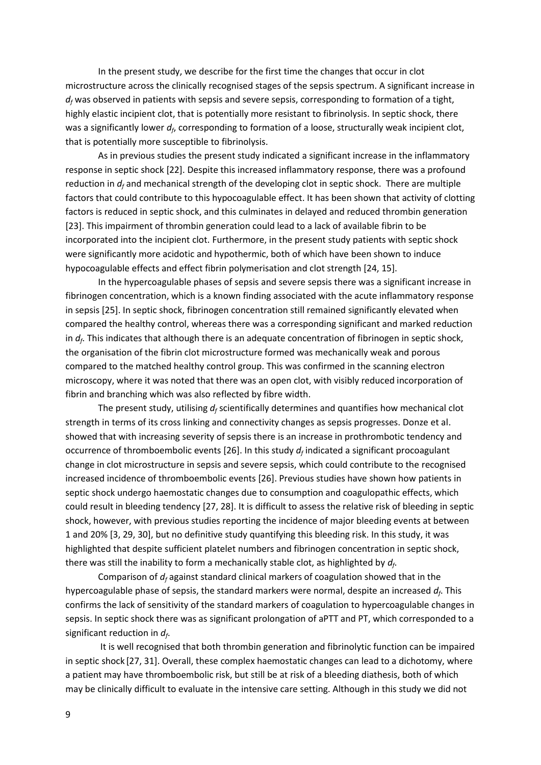In the present study, we describe for the first time the changes that occur in clot microstructure across the clinically recognised stages of the sepsis spectrum. A significant increase in $d_f$ was observed in patients with sepsis and severe sepsis, corresponding to formation of a tight, highly elastic incipient clot, that is potentially more resistant to fibrinolysis. In septic shock, there was a significantly lower $d_f$, corresponding to formation of a loose, structurally weak incipient clot, that is potentially more susceptible to fibrinolysis.

As in previous studies the present study indicated a significant increase in the inflammatory response in septic shock [22]. Despite this increased inflammatory response, there was a profound reduction in $d_f$ and mechanical strength of the developing clot in septic shock. There are multiple factors that could contribute to this hypocoagulable effect. It has been shown that activity of clotting factors is reduced in septic shock, and this culminates in delayed and reduced thrombin generation [23]. This impairment of thrombin generation could lead to a lack of available fibrin to be incorporated into the incipient clot. Furthermore, in the present study patients with septic shock were significantly more acidotic and hypothermic, both of which have been shown to induce hypocoagulable effects and effect fibrin polymerisation and clot strength [24, 15].

In the hypercoagulable phases of sepsis and severe sepsis there was a significant increase in fibrinogen concentration, which is a known finding associated with the acute inflammatory response in sepsis [25]. In septic shock, fibrinogen concentration still remained significantly elevated when compared the healthy control, whereas there was a corresponding significant and marked reduction in $d_f$. This indicates that although there is an adequate concentration of fibrinogen in septic shock, the organisation of the fibrin clot microstructure formed was mechanically weak and porous compared to the matched healthy control group. This was confirmed in the scanning electron microscopy, where it was noted that there was an open clot, with visibly reduced incorporation of fibrin and branching which was also reflected by fibre width.

The present study, utilising $d_f$ scientifically determines and quantifies how mechanical clot strength in terms of its cross linking and connectivity changes as sepsis progresses. Donze et al. showed that with increasing severity of sepsis there is an increase in prothrombotic tendency and occurrence of thromboembolic events [26]. In this study $d_f$ indicated a significant procoagulant change in clot microstructure in sepsis and severe sepsis, which could contribute to the recognised increased incidence of thromboembolic events [26]. Previous studies have shown how patients in septic shock undergo haemostatic changes due to consumption and coagulopathic effects, which could result in bleeding tendency [27, 28]. It is difficult to assess the relative risk of bleeding in septic shock, however, with previous studies reporting the incidence of major bleeding events at between 1 and 20% [3, 29, 30], but no definitive study quantifying this bleeding risk. In this study, it was highlighted that despite sufficient platelet numbers and fibrinogen concentration in septic shock, there was still the inability to form a mechanically stable clot, as highlighted by $d_f$.

Comparison of $d_f$ against standard clinical markers of coagulation showed that in the hypercoagulable phase of sepsis, the standard markers were normal, despite an increased $d_f$. This confirms the lack of sensitivity of the standard markers of coagulation to hypercoagulable changes in sepsis. In septic shock there was as significant prolongation of aPTT and PT, which corresponded to a significant reduction in $d_f$.

It is well recognised that both thrombin generation and fibrinolytic function can be impaired in septic shock [27, 31]. Overall, these complex haemostatic changes can lead to a dichotomy, where a patient may have thromboembolic risk, but still be at risk of a bleeding diathesis, both of which may be clinically difficult to evaluate in the intensive care setting. Although in this study we did not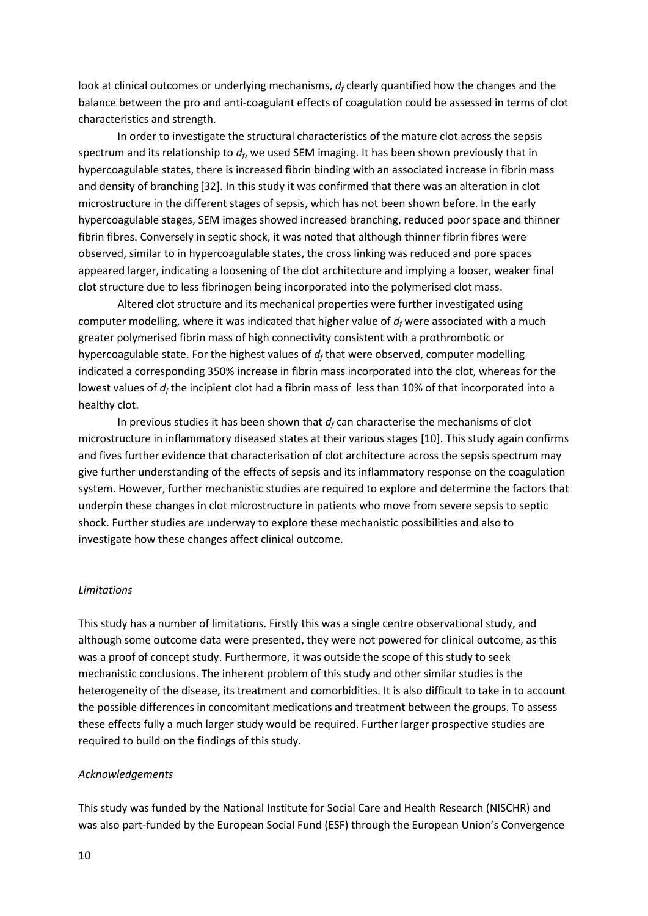look at clinical outcomes or underlying mechanisms, $d_f$ clearly quantified how the changes and the balance between the pro and anti-coagulant effects of coagulation could be assessed in terms of clot characteristics and strength.

In order to investigate the structural characteristics of the mature clot across the sepsis spectrum and its relationship to $d_f$, we used SEM imaging. It has been shown previously that in hypercoagulable states, there is increased fibrin binding with an associated increase in fibrin mass and density of branching [32]. In this study it was confirmed that there was an alteration in clot microstructure in the different stages of sepsis, which has not been shown before. In the early hypercoagulable stages, SEM images showed increased branching, reduced poor space and thinner fibrin fibres. Conversely in septic shock, it was noted that although thinner fibrin fibres were observed, similar to in hypercoagulable states, the cross linking was reduced and pore spaces appeared larger, indicating a loosening of the clot architecture and implying a looser, weaker final clot structure due to less fibrinogen being incorporated into the polymerised clot mass.

Altered clot structure and its mechanical properties were further investigated using computer modelling, where it was indicated that higher value of $d_f$ were associated with a much greater polymerised fibrin mass of high connectivity consistent with a prothrombotic or hypercoagulable state. For the highest values of $d_f$ that were observed, computer modelling indicated a corresponding 350% increase in fibrin mass incorporated into the clot, whereas for the lowest values of $d_f$ the incipient clot had a fibrin mass of less than 10% of that incorporated into a healthy clot.

In previous studies it has been shown that $d_f$ can characterise the mechanisms of clot microstructure in inflammatory diseased states at their various stages [10]. This study again confirms and fives further evidence that characterisation of clot architecture across the sepsis spectrum may give further understanding of the effects of sepsis and its inflammatory response on the coagulation system. However, further mechanistic studies are required to explore and determine the factors that underpin these changes in clot microstructure in patients who move from severe sepsis to septic shock. Further studies are underway to explore these mechanistic possibilities and also to investigate how these changes affect clinical outcome.

*Limitations*

This study has a number of limitations. Firstly this was a single centre observational study, and although some outcome data were presented, they were not powered for clinical outcome, as this was a proof of concept study. Furthermore, it was outside the scope of this study to seek mechanistic conclusions. The inherent problem of this study and other similar studies is the heterogeneity of the disease, its treatment and comorbidities. It is also difficult to take in to account the possible differences in concomitant medications and treatment between the groups. To assess these effects fully a much larger study would be required. Further larger prospective studies are required to build on the findings of this study.

*Acknowledgements*

This study was funded by the National Institute for Social Care and Health Research (NISCHR) and was also part-funded by the European Social Fund (ESF) through the European Union's Convergence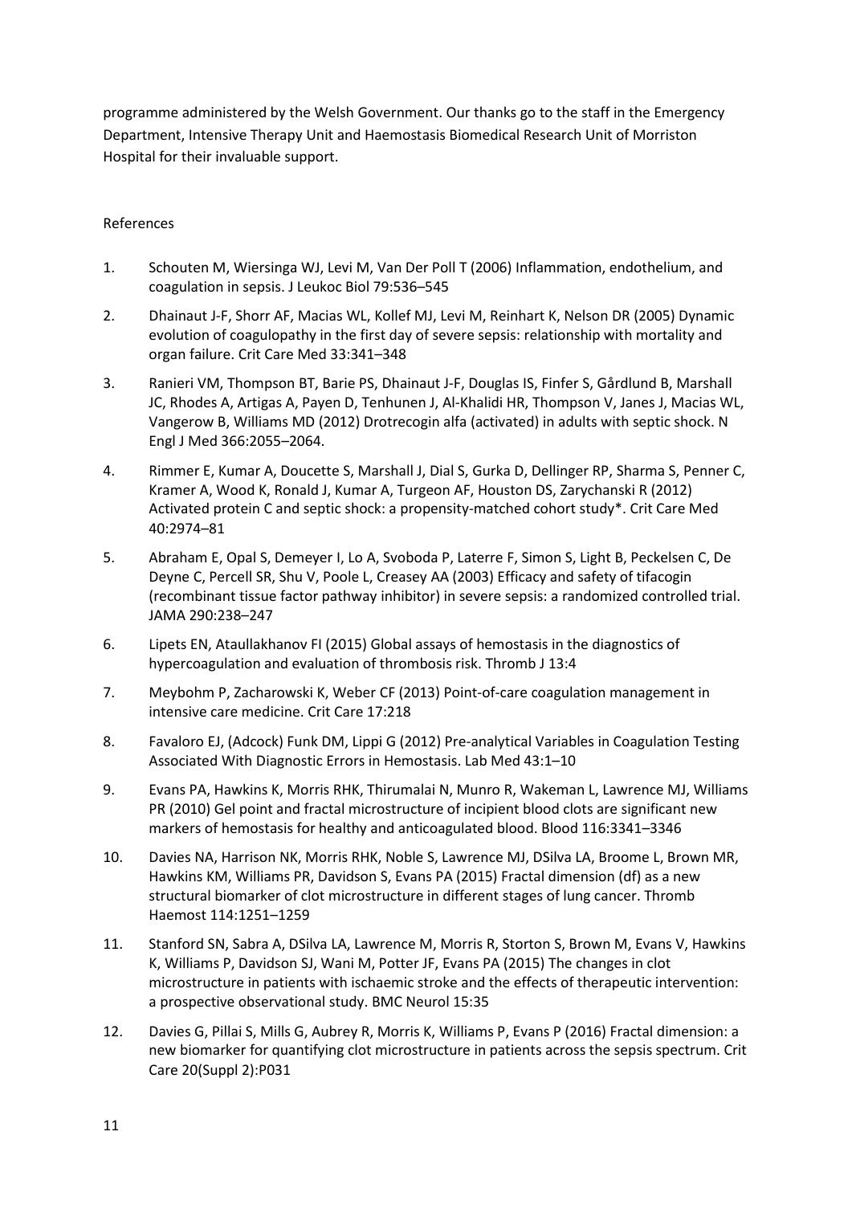programme administered by the Welsh Government. Our thanks go to the staff in the Emergency Department, Intensive Therapy Unit and Haemostasis Biomedical Research Unit of Morriston Hospital for their invaluable support.

## References

1. Schouten M, Wiersinga WJ, Levi M, Van Der Poll T (2006) Inflammation, endothelium, and coagulation in sepsis. J Leukoc Biol 79:536–545
2. Dhainaut J-F, Shorr AF, Macias WL, Kollef MJ, Levi M, Reinhart K, Nelson DR (2005) Dynamic evolution of coagulopathy in the first day of severe sepsis: relationship with mortality and organ failure. Crit Care Med 33:341–348
3. Ranieri VM, Thompson BT, Barie PS, Dhainaut J-F, Douglas IS, Finfer S, Gårdlund B, Marshall JC, Rhodes A, Artigas A, Payen D, Tenhunen J, Al-Khalidi HR, Thompson V, Janes J, Macias WL, Vangerow B, Williams MD (2012) Drotrecogin alfa (activated) in adults with septic shock. N Engl J Med 366:2055–2064.
4. Rimmer E, Kumar A, Doucette S, Marshall J, Dial S, Gurka D, Dellinger RP, Sharma S, Penner C, Kramer A, Wood K, Ronald J, Kumar A, Turgeon AF, Houston DS, Zarychanski R (2012) Activated protein C and septic shock: a propensity-matched cohort study*. Crit Care Med 40:2974–81
5. Abraham E, Opal S, Demeyer I, Lo A, Svoboda P, Laterre F, Simon S, Light B, Peckelsen C, De Deyne C, Percell SR, Shu V, Poole L, Creasey AA (2003) Efficacy and safety of tifacogin (recombinant tissue factor pathway inhibitor) in severe sepsis: a randomized controlled trial. JAMA 290:238–247
6. Lipets EN, Ataullakhanov FI (2015) Global assays of hemostasis in the diagnostics of hypercoagulation and evaluation of thrombosis risk. Thromb J 13:4
7. Meybohm P, Zacharowski K, Weber CF (2013) Point-of-care coagulation management in intensive care medicine. Crit Care 17:218
8. Favaloro EJ, (Adcock) Funk DM, Lippi G (2012) Pre-analytical Variables in Coagulation Testing Associated With Diagnostic Errors in Hemostasis. Lab Med 43:1–10
9. Evans PA, Hawkins K, Morris RHK, Thirumalai N, Munro R, Wakeman L, Lawrence MJ, Williams PR (2010) Gel point and fractal microstructure of incipient blood clots are significant new markers of hemostasis for healthy and anticoagulated blood. Blood 116:3341–3346
10. Davies NA, Harrison NK, Morris RHK, Noble S, Lawrence MJ, DSilva LA, Broome L, Brown MR, Hawkins KM, Williams PR, Davidson S, Evans PA (2015) Fractal dimension (df) as a new structural biomarker of clot microstructure in different stages of lung cancer. Thromb Haemost 114:1251–1259
11. Stanford SN, Sabra A, DSilva LA, Lawrence M, Morris R, Storton S, Brown M, Evans V, Hawkins K, Williams P, Davidson SJ, Wani M, Potter JF, Evans PA (2015) The changes in clot microstructure in patients with ischaemic stroke and the effects of therapeutic intervention: a prospective observational study. BMC Neurol 15:35
12. Davies G, Pillai S, Mills G, Aubrey R, Morris K, Williams P, Evans P (2016) Fractal dimension: a new biomarker for quantifying clot microstructure in patients across the sepsis spectrum. Crit Care 20(Suppl 2):P031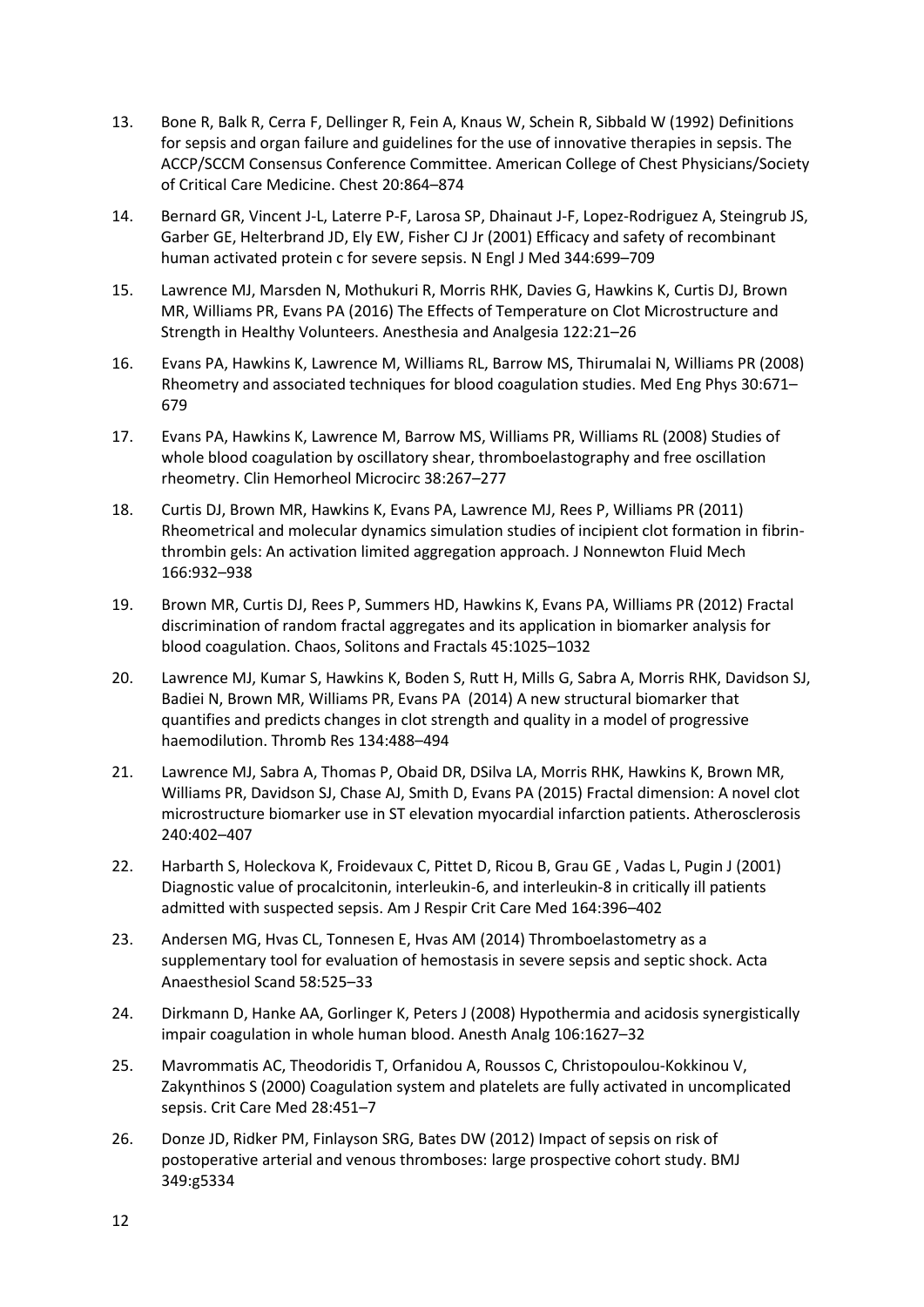13. Bone R, Balk R, Cerra F, Dellinger R, Fein A, Knaus W, Schein R, Sibbald W (1992) Definitions for sepsis and organ failure and guidelines for the use of innovative therapies in sepsis. The ACCP/SCCM Consensus Conference Committee. American College of Chest Physicians/Society of Critical Care Medicine. Chest 20:864–874

14. Bernard GR, Vincent J-L, Laterre P-F, Larosa SP, Dhainaut J-F, Lopez-Rodriguez A, Steingrub JS, Garber GE, Helterbrand JD, Ely EW, Fisher CJ Jr (2001) Efficacy and safety of recombinant human activated protein c for severe sepsis. N Engl J Med 344:699–709

15. Lawrence MJ, Marsden N, Mothukuri R, Morris RHK, Davies G, Hawkins K, Curtis DJ, Brown MR, Williams PR, Evans PA (2016) The Effects of Temperature on Clot Microstructure and Strength in Healthy Volunteers. Anesthesia and Analgesia 122:21–26

16. Evans PA, Hawkins K, Lawrence M, Williams RL, Barrow MS, Thirumalai N, Williams PR (2008) Rheometry and associated techniques for blood coagulation studies. Med Eng Phys 30:671–679

17. Evans PA, Hawkins K, Lawrence M, Barrow MS, Williams PR, Williams RL (2008) Studies of whole blood coagulation by oscillatory shear, thromboelastography and free oscillation rheometry. Clin Hemorheol Microcirc 38:267–277

18. Curtis DJ, Brown MR, Hawkins K, Evans PA, Lawrence MJ, Rees P, Williams PR (2011) Rheometrical and molecular dynamics simulation studies of incipient clot formation in fibrin-thrombin gels: An activation limited aggregation approach. J Nonnewton Fluid Mech 166:932–938

19. Brown MR, Curtis DJ, Rees P, Summers HD, Hawkins K, Evans PA, Williams PR (2012) Fractal discrimination of random fractal aggregates and its application in biomarker analysis for blood coagulation. Chaos, Solitons and Fractals 45:1025–1032

20. Lawrence MJ, Kumar S, Hawkins K, Boden S, Rutt H, Mills G, Sabra A, Morris RHK, Davidson SJ, Badiei N, Brown MR, Williams PR, Evans PA (2014) A new structural biomarker that quantifies and predicts changes in clot strength and quality in a model of progressive haemodilution. Thromb Res 134:488–494

21. Lawrence MJ, Sabra A, Thomas P, Obaid DR, DSilva LA, Morris RHK, Hawkins K, Brown MR, Williams PR, Davidson SJ, Chase AJ, Smith D, Evans PA (2015) Fractal dimension: A novel clot microstructure biomarker use in ST elevation myocardial infarction patients. Atherosclerosis 240:402–407

22. Harbarth S, Holeckova K, Froidevaux C, Pittet D, Ricou B, Grau GE , Vadas L, Pugin J (2001) Diagnostic value of procalcitonin, interleukin-6, and interleukin-8 in critically ill patients admitted with suspected sepsis. Am J Respir Crit Care Med 164:396–402

23. Andersen MG, Hvas CL, Tonnesen E, Hvas AM (2014) Thromboelastometry as a supplementary tool for evaluation of hemostasis in severe sepsis and septic shock. Acta Anaesthesiol Scand 58:525–33

24. Dirkmann D, Hanke AA, Gorlinger K, Peters J (2008) Hypothermia and acidosis synergistically impair coagulation in whole human blood. Anesth Analg 106:1627–32

25. Mavrommatis AC, Theodoridis T, Orfanidou A, Roussos C, Christopoulou-Kokkinou V, Zakynthinos S (2000) Coagulation system and platelets are fully activated in uncomplicated sepsis. Crit Care Med 28:451–7

26. Donze JD, Ridker PM, Finlayson SRG, Bates DW (2012) Impact of sepsis on risk of postoperative arterial and venous thromboses: large prospective cohort study. BMJ 349:g5334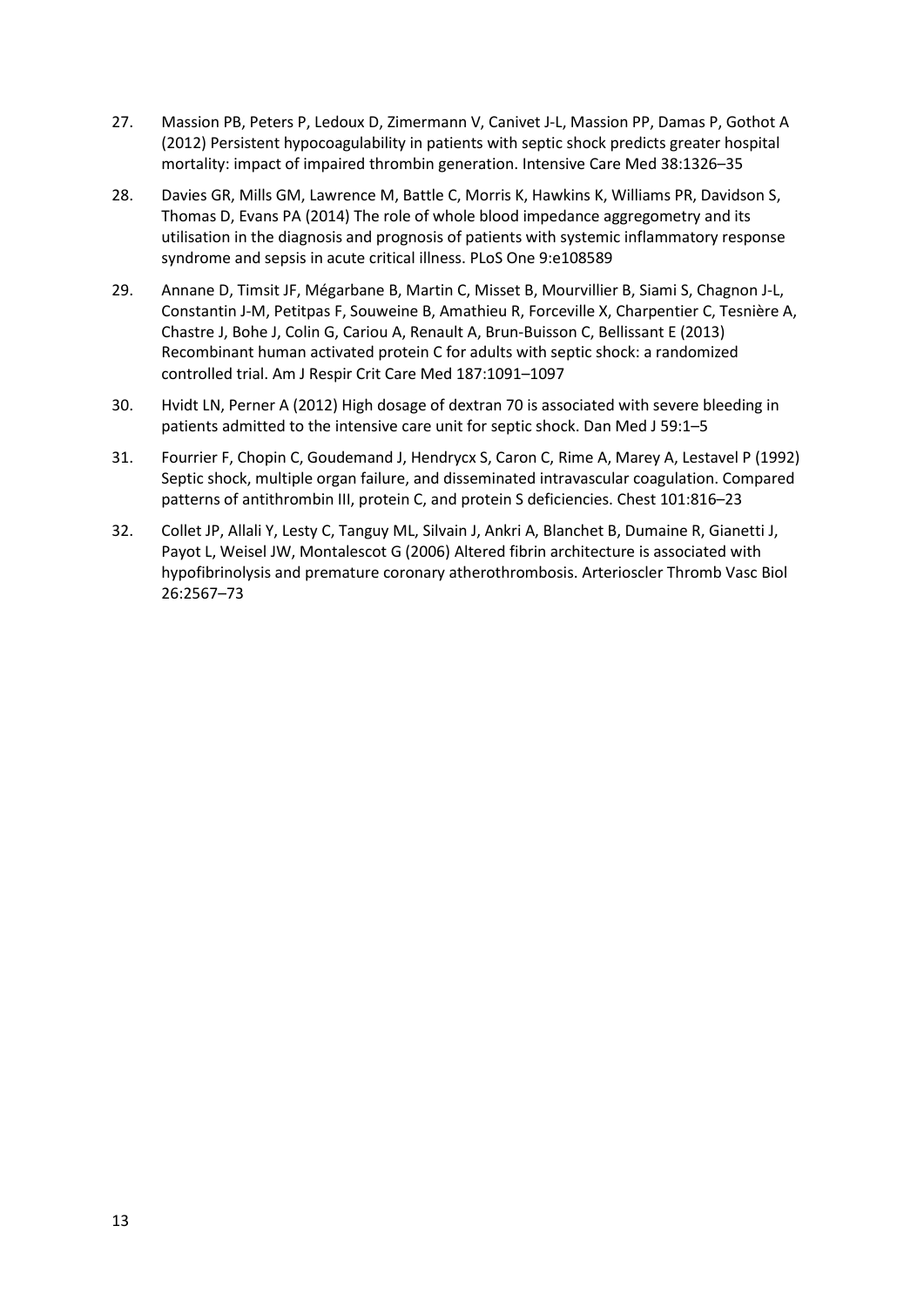27. Massion PB, Peters P, Ledoux D, Zimermann V, Canivet J-L, Massion PP, Damas P, Gothot A (2012) Persistent hypocoagulability in patients with septic shock predicts greater hospital mortality: impact of impaired thrombin generation. Intensive Care Med 38:1326–35

28. Davies GR, Mills GM, Lawrence M, Battle C, Morris K, Hawkins K, Williams PR, Davidson S, Thomas D, Evans PA (2014) The role of whole blood impedance aggregometry and its utilisation in the diagnosis and prognosis of patients with systemic inflammatory response syndrome and sepsis in acute critical illness. PLoS One 9:e108589

29. Annane D, Timsit JF, Mégarbane B, Martin C, Misset B, Mourvillier B, Siami S, Chagnon J-L, Constantin J-M, Petitpas F, Souweine B, Amathieu R, Forceville X, Charpentier C, Tesnière A, Chastre J, Bohe J, Colin G, Cariou A, Renault A, Brun-Buisson C, Bellissant E (2013) Recombinant human activated protein C for adults with septic shock: a randomized controlled trial. Am J Respir Crit Care Med 187:1091–1097

30. Hvidt LN, Perner A (2012) High dosage of dextran 70 is associated with severe bleeding in patients admitted to the intensive care unit for septic shock. Dan Med J 59:1–5

31. Fourrier F, Chopin C, Goudemand J, Hendrycx S, Caron C, Rime A, Marey A, Lestavel P (1992) Septic shock, multiple organ failure, and disseminated intravascular coagulation. Compared patterns of antithrombin III, protein C, and protein S deficiencies. Chest 101:816–23

32. Collet JP, Allali Y, Lesty C, Tanguy ML, Silvain J, Ankri A, Blanchet B, Dumaine R, Gianetti J, Payot L, Weisel JW, Montalescot G (2006) Altered fibrin architecture is associated with hypofibrinolysis and premature coronary atherothrombosis. Arterioscler Thromb Vasc Biol 26:2567–73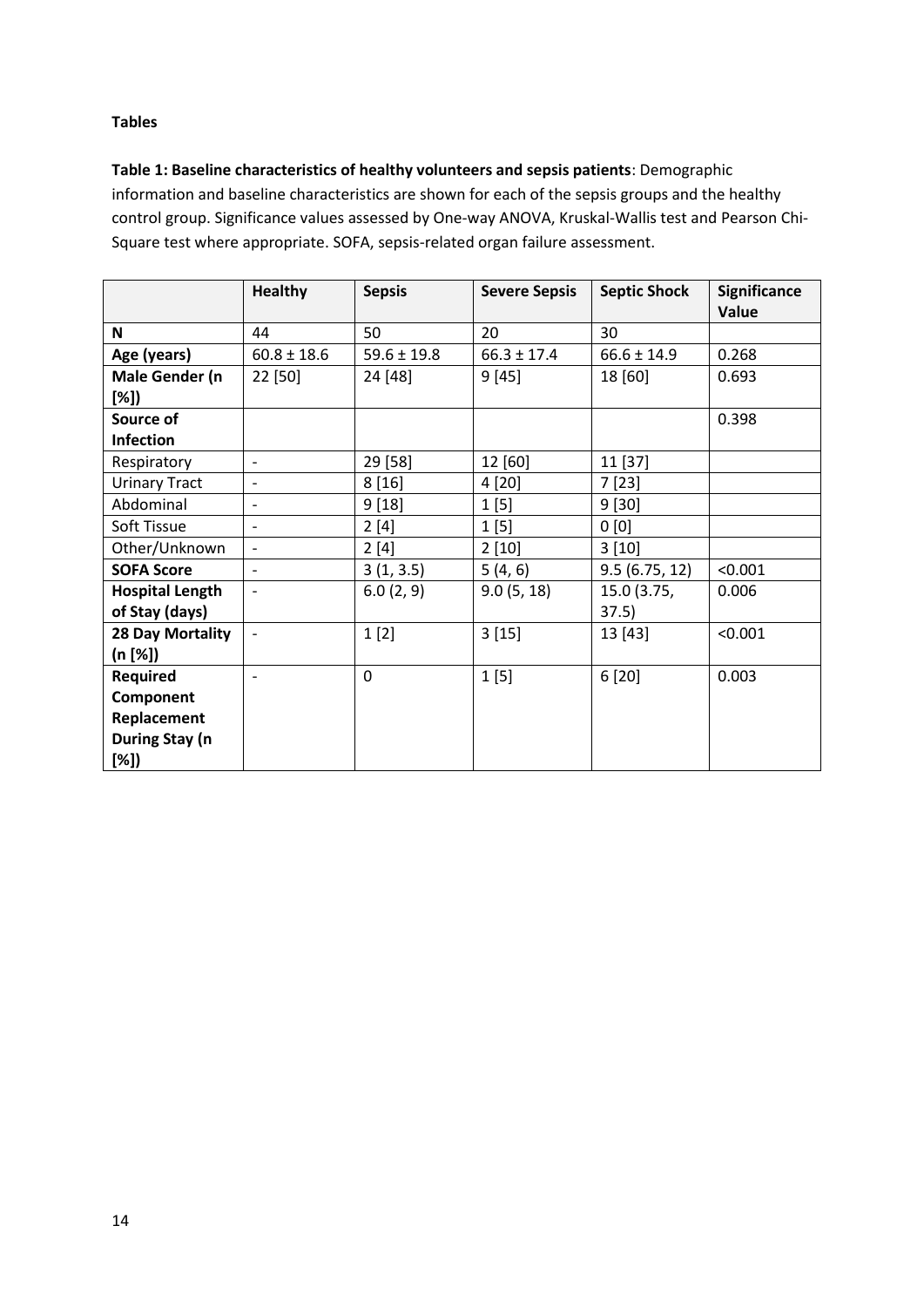**Tables**

**Table 1: Baseline characteristics of healthy volunteers and sepsis patients**: Demographic information and baseline characteristics are shown for each of the sepsis groups and the healthy control group. Significance values assessed by One-way ANOVA, Kruskal-Wallis test and Pearson Chi-Square test where appropriate. SOFA, sepsis-related organ failure assessment.

| | **Healthy** | **Sepsis** | **Severe Sepsis** | **Septic Shock** | **Significance Value** |
|---|---|---|---|---|---|
| **N** | 44 | 50 | 20 | 30 | |
| **Age (years)** | 60.8 ± 18.6 | 59.6 ± 19.8 | 66.3 ± 17.4 | 66.6 ± 14.9 | 0.268 |
| **Male Gender (n [%])** | 22 [50] | 24 [48] | 9 [45] | 18 [60] | 0.693 |
| **Source of Infection** | | | | | 0.398 |
| Respiratory | - | 29 [58] | 12 [60] | 11 [37] | |
| Urinary Tract | - | 8 [16] | 4 [20] | 7 [23] | |
| Abdominal | - | 9 [18] | 1 [5] | 9 [30] | |
| Soft Tissue | - | 2 [4] | 1 [5] | 0 [0] | |
| Other/Unknown | - | 2 [4] | 2 [10] | 3 [10] | |
| **SOFA Score** | - | 3 (1, 3.5) | 5 (4, 6) | 9.5 (6.75, 12) | <0.001 |
| **Hospital Length of Stay (days)** | - | 6.0 (2, 9) | 9.0 (5, 18) | 15.0 (3.75, 37.5) | 0.006 |
| **28 Day Mortality (n [%])** | - | 1 [2] | 3 [15] | 13 [43] | <0.001 |
| **Required Component Replacement During Stay (n [%])** | - | 0 | 1 [5] | 6 [20] | 0.003 |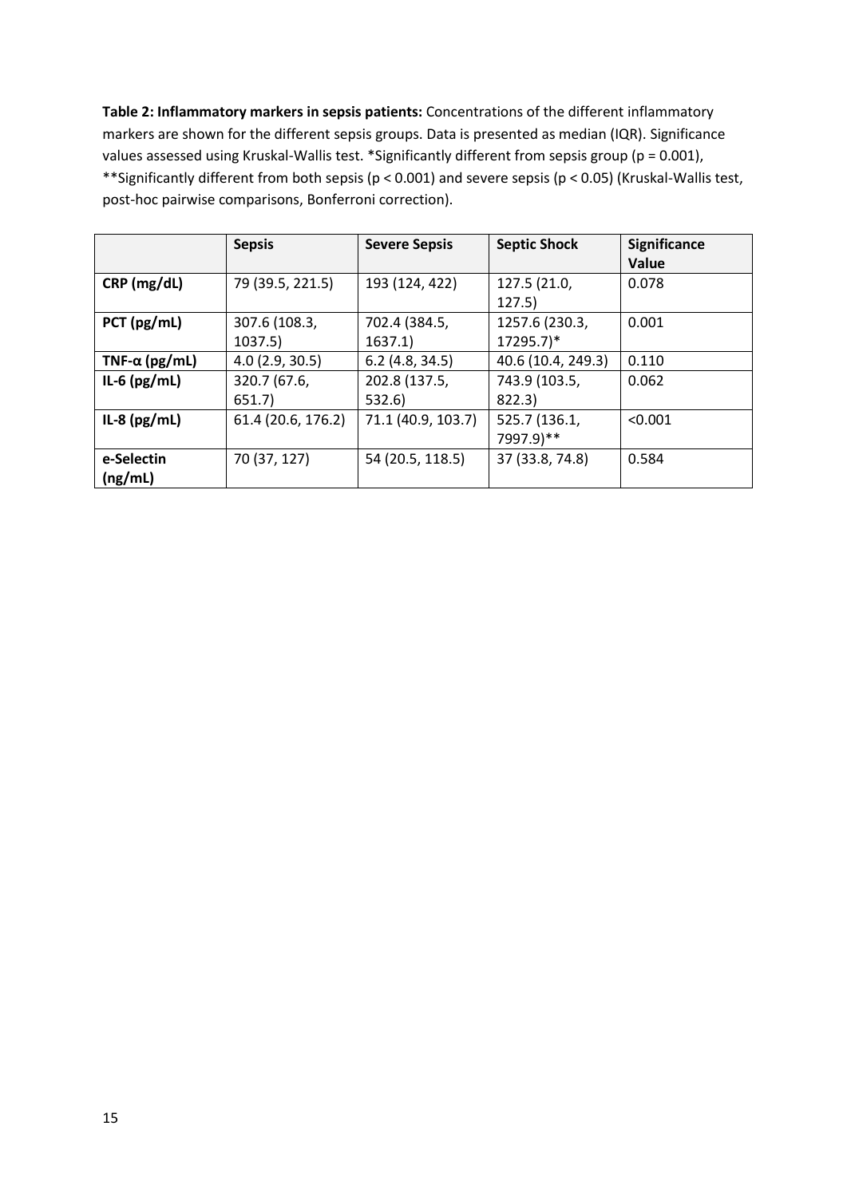**Table 2: Inflammatory markers in sepsis patients:** Concentrations of the different inflammatory markers are shown for the different sepsis groups. Data is presented as median (IQR). Significance values assessed using Kruskal-Wallis test. *Significantly different from sepsis group ($p = 0.001$), **Significantly different from both sepsis ($p < 0.001$) and severe sepsis ($p < 0.05$) (Kruskal-Wallis test, post-hoc pairwise comparisons, Bonferroni correction).

| | **Sepsis** | **Severe Sepsis** | **Septic Shock** | **Significance Value** |
|---|---|---|---|---|
| **CRP (mg/dL)** | 79 (39.5, 221.5) | 193 (124, 422) | 127.5 (21.0, 127.5) | 0.078 |
| **PCT (pg/mL)** | 307.6 (108.3, 1037.5) | 702.4 (384.5, 1637.1) | 1257.6 (230.3, 17295.7)* | 0.001 |
| **TNF-α (pg/mL)** | 4.0 (2.9, 30.5) | 6.2 (4.8, 34.5) | 40.6 (10.4, 249.3) | 0.110 |
| **IL-6 (pg/mL)** | 320.7 (67.6, 651.7) | 202.8 (137.5, 532.6) | 743.9 (103.5, 822.3) | 0.062 |
| **IL-8 (pg/mL)** | 61.4 (20.6, 176.2) | 71.1 (40.9, 103.7) | 525.7 (136.1, 7997.9)** | <0.001 |
| **e-Selectin (ng/mL)** | 70 (37, 127) | 54 (20.5, 118.5) | 37 (33.8, 74.8) | 0.584 |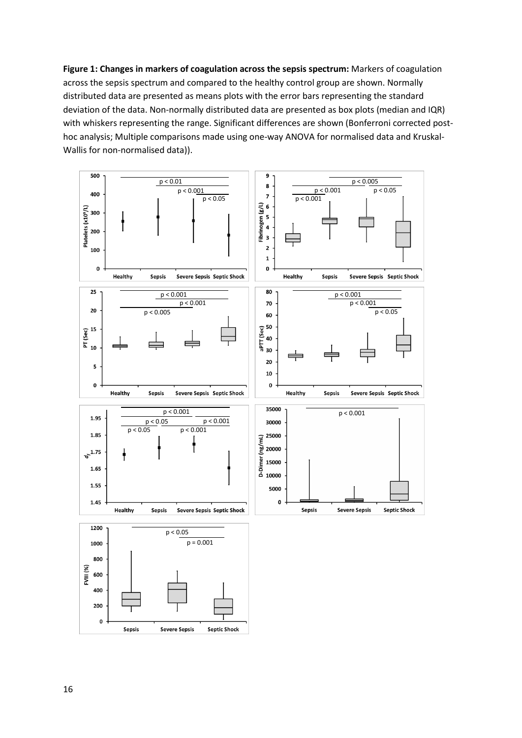**Figure 1: Changes in markers of coagulation across the sepsis spectrum:** Markers of coagulation across the sepsis spectrum and compared to the healthy control group are shown. Normally distributed data are presented as means plots with the error bars representing the standard deviation of the data. Non-normally distributed data are presented as box plots (median and IQR) with whiskers representing the range. Significant differences are shown (Bonferroni corrected post-hoc analysis; Multiple comparisons made using one-way ANOVA for normalised data and Kruskal-Wallis for non-normalised data)).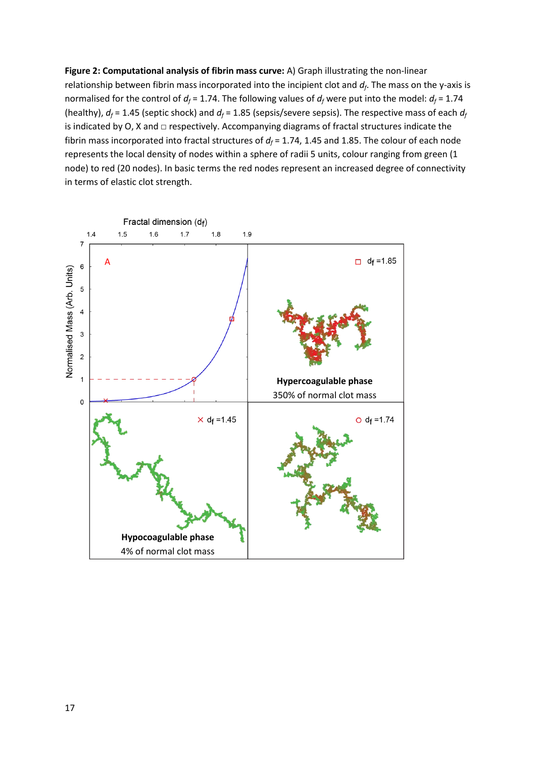**Figure 2: Computational analysis of fibrin mass curve:** A) Graph illustrating the non-linear relationship between fibrin mass incorporated into the incipient clot and $d_f$. The mass on the y-axis is normalised for the control of $d_f$ = 1.74. The following values of $d_f$ were put into the model: $d_f$ = 1.74 (healthy), $d_f$ = 1.45 (septic shock) and $d_f$ = 1.85 (sepsis/severe sepsis). The respective mass of each $d_f$ is indicated by O, X and □ respectively. Accompanying diagrams of fractal structures indicate the fibrin mass incorporated into fractal structures of $d_f$ = 1.74, 1.45 and 1.85. The colour of each node represents the local density of nodes within a sphere of radii 5 units, colour ranging from green (1 node) to red (20 nodes). In basic terms the red nodes represent an increased degree of connectivity in terms of elastic clot strength.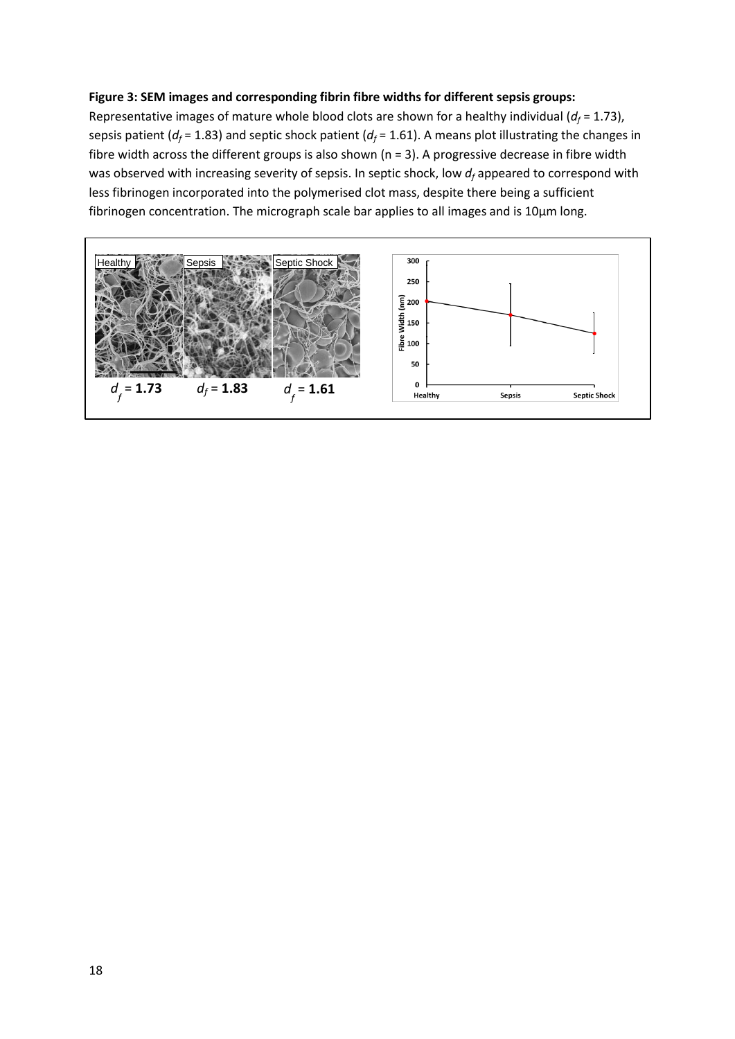**Figure 3: SEM images and corresponding fibrin fibre widths for different sepsis groups:** Representative images of mature whole blood clots are shown for a healthy individual ($d_f$ = 1.73), sepsis patient ($d_f$ = 1.83) and septic shock patient ($d_f$ = 1.61). A means plot illustrating the changes in fibre width across the different groups is also shown (n = 3). A progressive decrease in fibre width was observed with increasing severity of sepsis. In septic shock, low $d_f$ appeared to correspond with less fibrinogen incorporated into the polymerised clot mass, despite there being a sufficient fibrinogen concentration. The micrograph scale bar applies to all images and is 10μm long.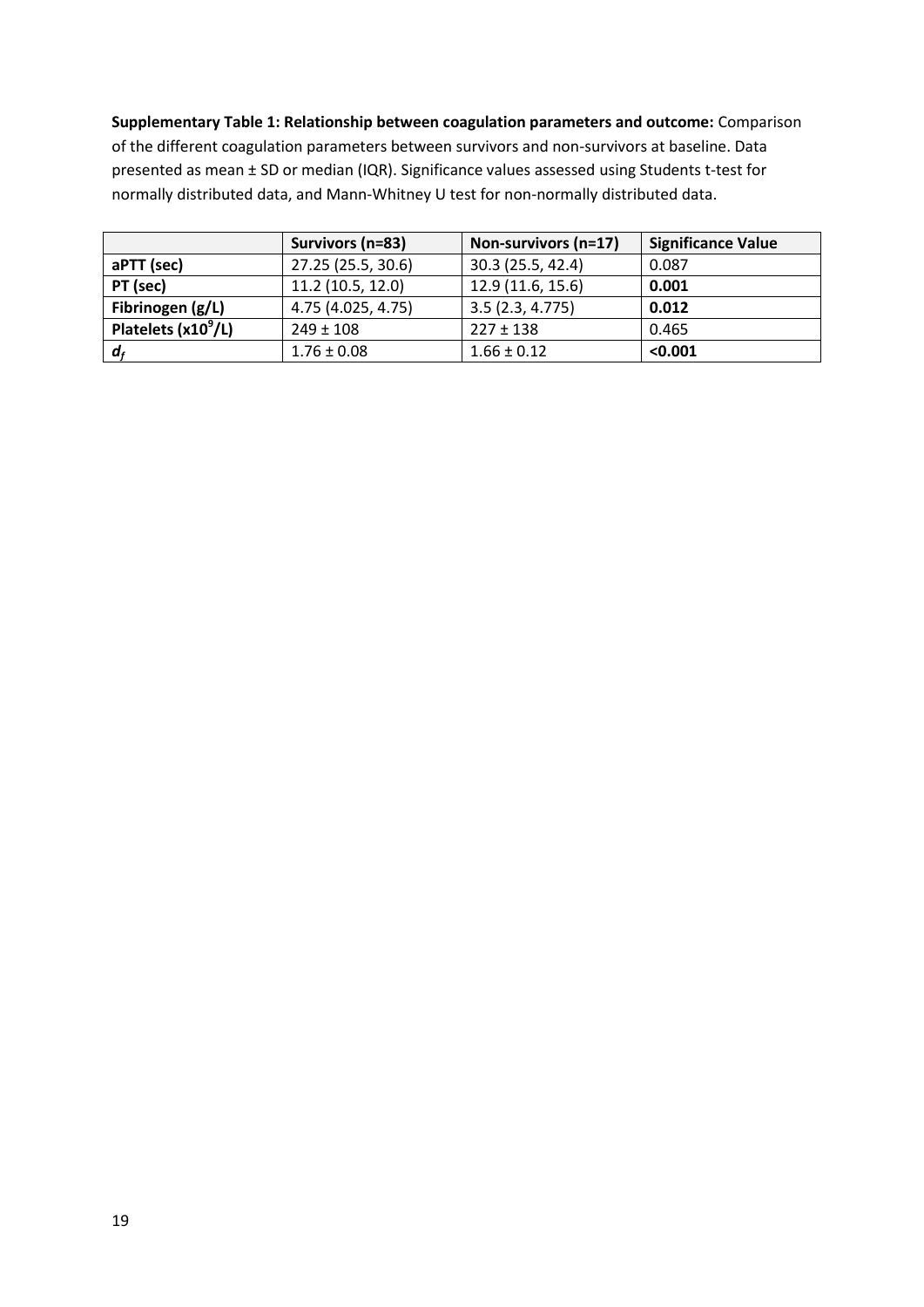**Supplementary Table 1: Relationship between coagulation parameters and outcome:** Comparison of the different coagulation parameters between survivors and non-survivors at baseline. Data presented as mean ± SD or median (IQR). Significance values assessed using Students t-test for normally distributed data, and Mann-Whitney U test for non-normally distributed data.

| | Survivors (n=83) | Non-survivors (n=17) | Significance Value |
|---|---|---|---|
| **aPTT (sec)** | 27.25 (25.5, 30.6) | 30.3 (25.5, 42.4) | 0.087 |
| **PT (sec)** | 11.2 (10.5, 12.0) | 12.9 (11.6, 15.6) | **0.001** |
| **Fibrinogen (g/L)** | 4.75 (4.025, 4.75) | 3.5 (2.3, 4.775) | **0.012** |
| **Platelets ($x10^9$/L)** | 249 ± 108 | 227 ± 138 | 0.465 |
| $d_f$ | 1.76 ± 0.08 | 1.66 ± 0.12 | **<0.001** |